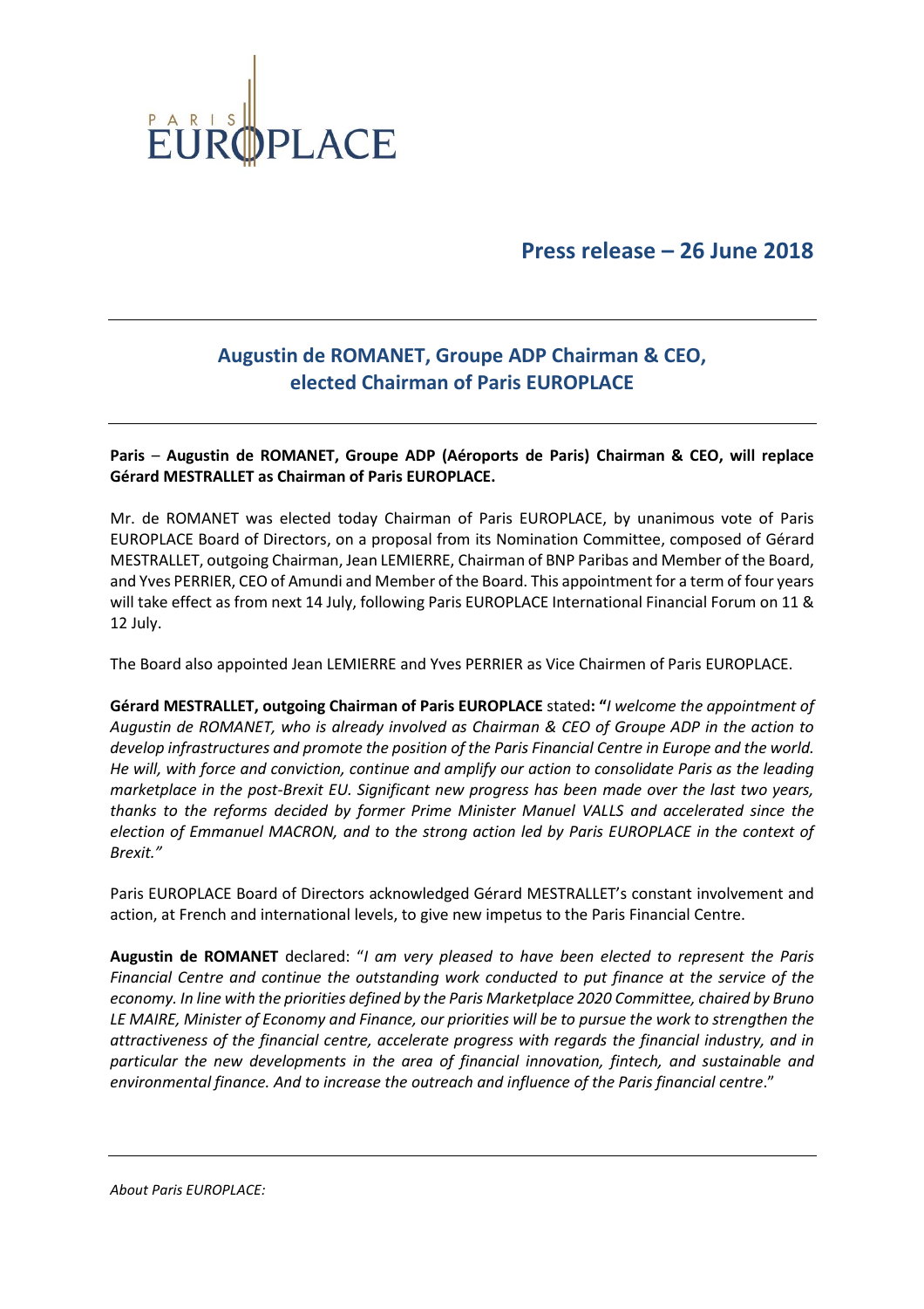PARIS EUROPLACE

## Press release – 26 June 2018

# Augustin de ROMANET, Groupe ADP Chairman & CEO, elected Chairman of Paris EUROPLACE

**Paris – Augustin de ROMANET, Groupe ADP (Aéroports de Paris) Chairman & CEO, will replace Gérard MESTRALLET as Chairman of Paris EUROPLACE.**

Mr. de ROMANET was elected today Chairman of Paris EUROPLACE, by unanimous vote of Paris EUROPLACE Board of Directors, on a proposal from its Nomination Committee, composed of Gérard MESTRALLET, outgoing Chairman, Jean LEMIERRE, Chairman of BNP Paribas and Member of the Board, and Yves PERRIER, CEO of Amundi and Member of the Board. This appointment for a term of four years will take effect as from next 14 July, following Paris EUROPLACE International Financial Forum on 11 & 12 July.

The Board also appointed Jean LEMIERRE and Yves PERRIER as Vice Chairmen of Paris EUROPLACE.

**Gérard MESTRALLET, outgoing Chairman of Paris EUROPLACE** stated**: "***I welcome the appointment of Augustin de ROMANET, who is already involved as Chairman & CEO of Groupe ADP in the action to develop infrastructures and promote the position of the Paris Financial Centre in Europe and the world. He will, with force and conviction, continue and amplify our action to consolidate Paris as the leading marketplace in the post-Brexit EU. Significant new progress has been made over the last two years, thanks to the reforms decided by former Prime Minister Manuel VALLS and accelerated since the election of Emmanuel MACRON, and to the strong action led by Paris EUROPLACE in the context of Brexit."*

Paris EUROPLACE Board of Directors acknowledged Gérard MESTRALLET's constant involvement and action, at French and international levels, to give new impetus to the Paris Financial Centre.

**Augustin de ROMANET** declared: "*I am very pleased to have been elected to represent the Paris Financial Centre and continue the outstanding work conducted to put finance at the service of the economy. In line with the priorities defined by the Paris Marketplace 2020 Committee, chaired by Bruno LE MAIRE, Minister of Economy and Finance, our priorities will be to pursue the work to strengthen the attractiveness of the financial centre, accelerate progress with regards the financial industry, and in particular the new developments in the area of financial innovation, fintech, and sustainable and environmental finance. And to increase the outreach and influence of the Paris financial centre*."

*About Paris EUROPLACE:*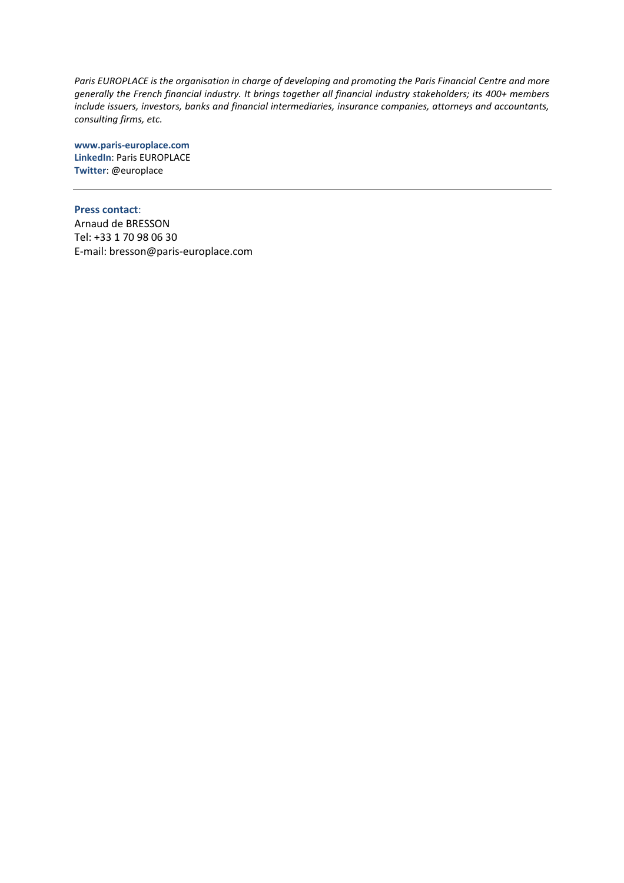*Paris EUROPLACE is the organisation in charge of developing and promoting the Paris Financial Centre and more generally the French financial industry. It brings together all financial industry stakeholders; its 400+ members include issuers, investors, banks and financial intermediaries, insurance companies, attorneys and accountants, consulting firms, etc.*

**www.paris-europlace.com**
**LinkedIn**: Paris EUROPLACE
**Twitter**: @europlace

---

**Press contact**:
Arnaud de BRESSON
Tel: +33 1 70 98 06 30
E-mail: bresson@paris-europlace.com